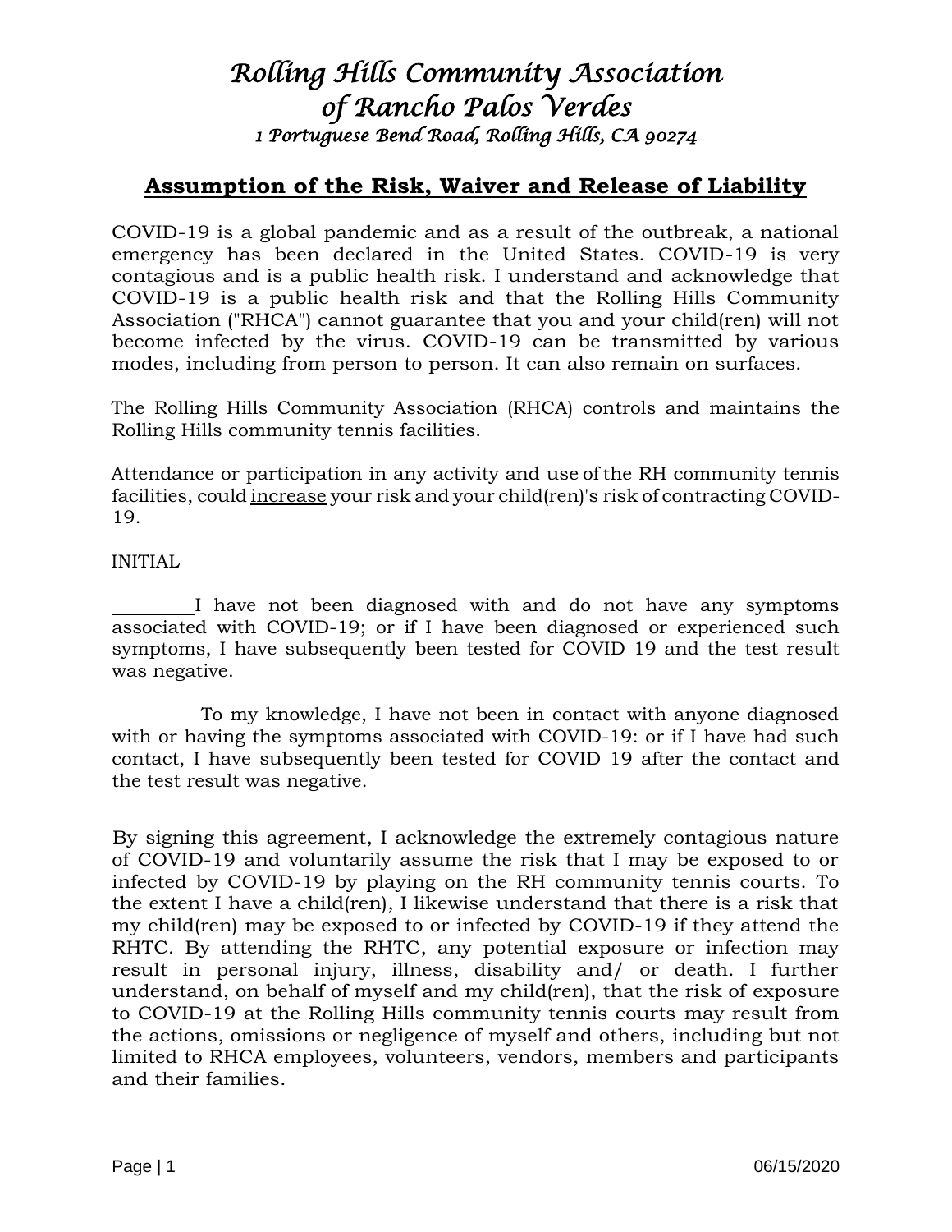# *Rolling Hills Community Association of Rancho Palos Verdes*

*1 Portuguese Bend Road, Rolling Hills, CA 90274*

## **Assumption of the Risk, Waiver and Release of Liability**

COVID-19 is a global pandemic and as a result of the outbreak, a national emergency has been declared in the United States. COVID-19 is very contagious and is a public health risk. I understand and acknowledge that COVID-19 is a public health risk and that the Rolling Hills Community Association ("RHCA") cannot guarantee that you and your child(ren) will not become infected by the virus. COVID-19 can be transmitted by various modes, including from person to person. It can also remain on surfaces.

The Rolling Hills Community Association (RHCA) controls and maintains the Rolling Hills community tennis facilities.

Attendance or participation in any activity and use of the RH community tennis facilities, could <u>increase</u> your risk and your child(ren)'s risk of contracting COVID-19.

INITIAL

________I have not been diagnosed with and do not have any symptoms associated with COVID-19; or if I have been diagnosed or experienced such symptoms, I have subsequently been tested for COVID 19 and the test result was negative.

_______ To my knowledge, I have not been in contact with anyone diagnosed with or having the symptoms associated with COVID-19: or if I have had such contact, I have subsequently been tested for COVID 19 after the contact and the test result was negative.

By signing this agreement, I acknowledge the extremely contagious nature of COVID-19 and voluntarily assume the risk that I may be exposed to or infected by COVID-19 by playing on the RH community tennis courts. To the extent I have a child(ren), I likewise understand that there is a risk that my child(ren) may be exposed to or infected by COVID-19 if they attend the RHTC. By attending the RHTC, any potential exposure or infection may result in personal injury, illness, disability and/ or death. I further understand, on behalf of myself and my child(ren), that the risk of exposure to COVID-19 at the Rolling Hills community tennis courts may result from the actions, omissions or negligence of myself and others, including but not limited to RHCA employees, volunteers, vendors, members and participants and their families.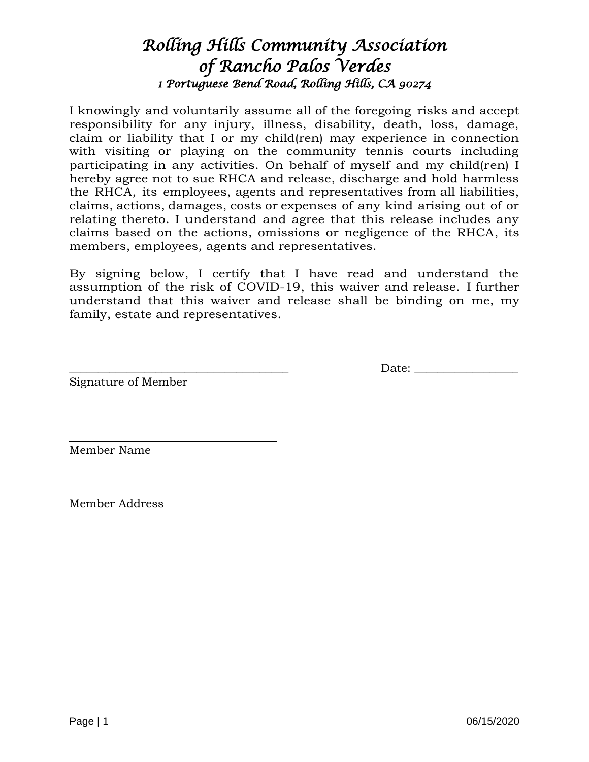# *Rolling Hills Community Association of Rancho Palos Verdes*

*1 Portuguese Bend Road, Rolling Hills, CA 90274*

I knowingly and voluntarily assume all of the foregoing risks and accept responsibility for any injury, illness, disability, death, loss, damage, claim or liability that I or my child(ren) may experience in connection with visiting or playing on the community tennis courts including participating in any activities. On behalf of myself and my child(ren) I hereby agree not to sue RHCA and release, discharge and hold harmless the RHCA, its employees, agents and representatives from all liabilities, claims, actions, damages, costs or expenses of any kind arising out of or relating thereto. I understand and agree that this release includes any claims based on the actions, omissions or negligence of the RHCA, its members, employees, agents and representatives.

By signing below, I certify that I have read and understand the assumption of the risk of COVID-19, this waiver and release. I further understand that this waiver and release shall be binding on me, my family, estate and representatives.

___________________________________ Date: _________________

Signature of Member

___________________________________

Member Name

_____________________________________________________________________

Member Address